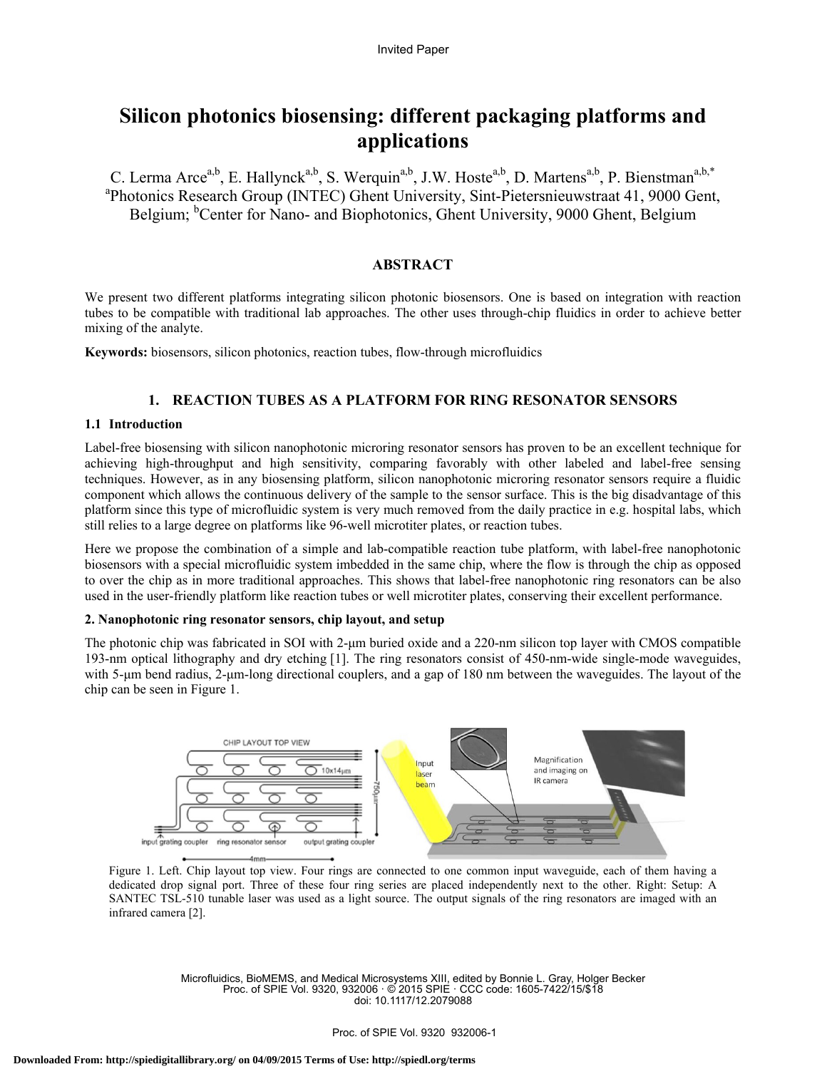Invited Paper

# Silicon photonics biosensing: different packaging platforms and applications

C. Lerma Arce[a,b], E. Hallynck[a,b], S. Werquin[a,b], J.W. Hoste[a,b], D. Martens[a,b], P. Bienstman[a,b,*]
[a]Photonics Research Group (INTEC) Ghent University, Sint-Pietersnieuwstraat 41, 9000 Gent, Belgium; [b]Center for Nano- and Biophotonics, Ghent University, 9000 Ghent, Belgium

## ABSTRACT

We present two different platforms integrating silicon photonic biosensors. One is based on integration with reaction tubes to be compatible with traditional lab approaches. The other uses through-chip fluidics in order to achieve better mixing of the analyte.

**Keywords:** biosensors, silicon photonics, reaction tubes, flow-through microfluidics

## 1. REACTION TUBES AS A PLATFORM FOR RING RESONATOR SENSORS

### 1.1 Introduction

Label-free biosensing with silicon nanophotonic microring resonator sensors has proven to be an excellent technique for achieving high-throughput and high sensitivity, comparing favorably with other labeled and label-free sensing techniques. However, as in any biosensing platform, silicon nanophotonic microring resonator sensors require a fluidic component which allows the continuous delivery of the sample to the sensor surface. This is the big disadvantage of this platform since this type of microfluidic system is very much removed from the daily practice in e.g. hospital labs, which still relies to a large degree on platforms like 96-well microtiter plates, or reaction tubes.

Here we propose the combination of a simple and lab-compatible reaction tube platform, with label-free nanophotonic biosensors with a special microfluidic system imbedded in the same chip, where the flow is through the chip as opposed to over the chip as in more traditional approaches. This shows that label-free nanophotonic ring resonators can be also used in the user-friendly platform like reaction tubes or well microtiter plates, conserving their excellent performance.

### 2. Nanophotonic ring resonator sensors, chip layout, and setup

The photonic chip was fabricated in SOI with 2-μm buried oxide and a 220-nm silicon top layer with CMOS compatible 193-nm optical lithography and dry etching [1]. The ring resonators consist of 450-nm-wide single-mode waveguides, with 5-μm bend radius, 2-μm-long directional couplers, and a gap of 180 nm between the waveguides. The layout of the chip can be seen in Figure 1.

Figure 1. Left. Chip layout top view. Four rings are connected to one common input waveguide, each of them having a dedicated drop signal port. Three of these four ring series are placed independently next to the other. Right: Setup: A SANTEC TSL-510 tunable laser was used as a light source. The output signals of the ring resonators are imaged with an infrared camera [2].

Microfluidics, BioMEMS, and Medical Microsystems XIII, edited by Bonnie L. Gray, Holger Becker
Proc. of SPIE Vol. 9320, 932006 · © 2015 SPIE · CCC code: 1605-7422/15/$18
doi: 10.1117/12.2079088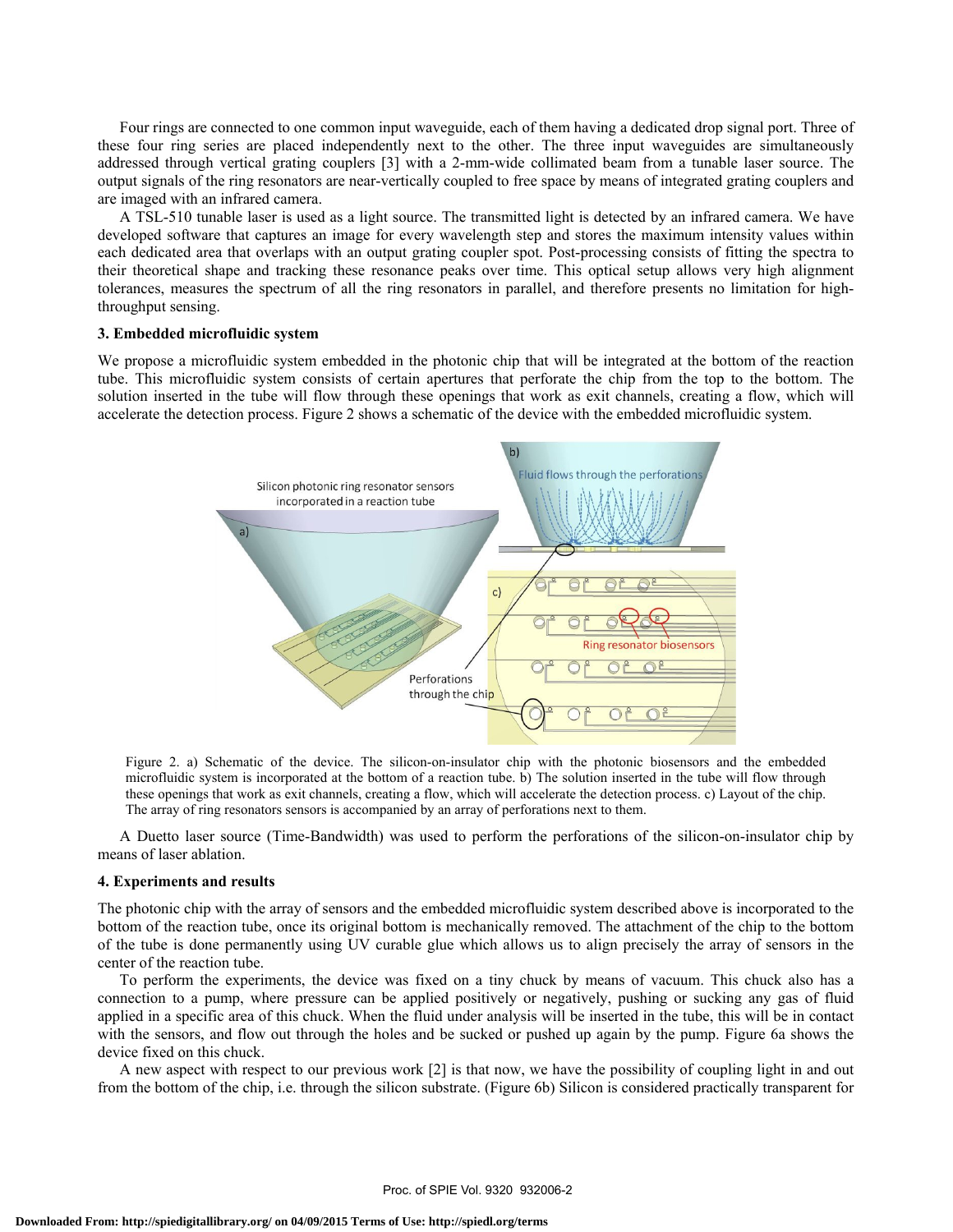Four rings are connected to one common input waveguide, each of them having a dedicated drop signal port. Three of these four ring series are placed independently next to the other. The three input waveguides are simultaneously addressed through vertical grating couplers [3] with a 2-mm-wide collimated beam from a tunable laser source. The output signals of the ring resonators are near-vertically coupled to free space by means of integrated grating couplers and are imaged with an infrared camera.

A TSL-510 tunable laser is used as a light source. The transmitted light is detected by an infrared camera. We have developed software that captures an image for every wavelength step and stores the maximum intensity values within each dedicated area that overlaps with an output grating coupler spot. Post-processing consists of fitting the spectra to their theoretical shape and tracking these resonance peaks over time. This optical setup allows very high alignment tolerances, measures the spectrum of all the ring resonators in parallel, and therefore presents no limitation for high-throughput sensing.

### 3. Embedded microfluidic system

We propose a microfluidic system embedded in the photonic chip that will be integrated at the bottom of the reaction tube. This microfluidic system consists of certain apertures that perforate the chip from the top to the bottom. The solution inserted in the tube will flow through these openings that work as exit channels, creating a flow, which will accelerate the detection process. Figure 2 shows a schematic of the device with the embedded microfluidic system.

Figure 2. a) Schematic of the device. The silicon-on-insulator chip with the photonic biosensors and the embedded microfluidic system is incorporated at the bottom of a reaction tube. b) The solution inserted in the tube will flow through these openings that work as exit channels, creating a flow, which will accelerate the detection process. c) Layout of the chip. The array of ring resonators sensors is accompanied by an array of perforations next to them.

A Duetto laser source (Time-Bandwidth) was used to perform the perforations of the silicon-on-insulator chip by means of laser ablation.

### 4. Experiments and results

The photonic chip with the array of sensors and the embedded microfluidic system described above is incorporated to the bottom of the reaction tube, once its original bottom is mechanically removed. The attachment of the chip to the bottom of the tube is done permanently using UV curable glue which allows us to align precisely the array of sensors in the center of the reaction tube.

To perform the experiments, the device was fixed on a tiny chuck by means of vacuum. This chuck also has a connection to a pump, where pressure can be applied positively or negatively, pushing or sucking any gas of fluid applied in a specific area of this chuck. When the fluid under analysis will be inserted in the tube, this will be in contact with the sensors, and flow out through the holes and be sucked or pushed up again by the pump. Figure 6a shows the device fixed on this chuck.

A new aspect with respect to our previous work [2] is that now, we have the possibility of coupling light in and out from the bottom of the chip, i.e. through the silicon substrate. (Figure 6b) Silicon is considered practically transparent for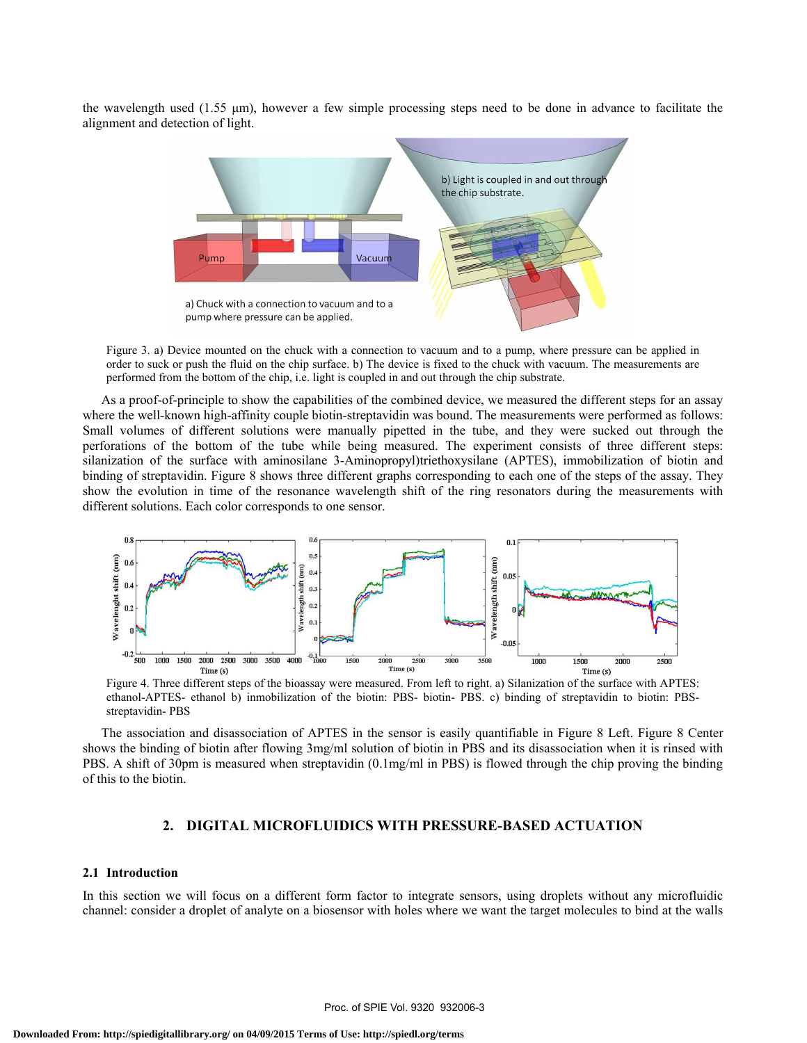the wavelength used (1.55 µm), however a few simple processing steps need to be done in advance to facilitate the alignment and detection of light.

Figure 3. a) Device mounted on the chuck with a connection to vacuum and to a pump, where pressure can be applied in order to suck or push the fluid on the chip surface. b) The device is fixed to the chuck with vacuum. The measurements are performed from the bottom of the chip, i.e. light is coupled in and out through the chip substrate.

As a proof-of-principle to show the capabilities of the combined device, we measured the different steps for an assay where the well-known high-affinity couple biotin-streptavidin was bound. The measurements were performed as follows: Small volumes of different solutions were manually pipetted in the tube, and they were sucked out through the perforations of the bottom of the tube while being measured. The experiment consists of three different steps: silanization of the surface with aminosilane 3-Aminopropyl)triethoxysilane (APTES), immobilization of biotin and binding of streptavidin. Figure 8 shows three different graphs corresponding to each one of the steps of the assay. They show the evolution in time of the resonance wavelength shift of the ring resonators during the measurements with different solutions. Each color corresponds to one sensor.

Figure 4. Three different steps of the bioassay were measured. From left to right. a) Silanization of the surface with APTES: ethanol-APTES- ethanol b) inmobilization of the biotin: PBS- biotin- PBS. c) binding of streptavidin to biotin: PBS-streptavidin- PBS

The association and disassociation of APTES in the sensor is easily quantifiable in Figure 8 Left. Figure 8 Center shows the binding of biotin after flowing 3mg/ml solution of biotin in PBS and its disassociation when it is rinsed with PBS. A shift of 30pm is measured when streptavidin (0.1mg/ml in PBS) is flowed through the chip proving the binding of this to the biotin.

## 2. DIGITAL MICROFLUIDICS WITH PRESSURE-BASED ACTUATION

### 2.1 Introduction

In this section we will focus on a different form factor to integrate sensors, using droplets without any microfluidic channel: consider a droplet of analyte on a biosensor with holes where we want the target molecules to bind at the walls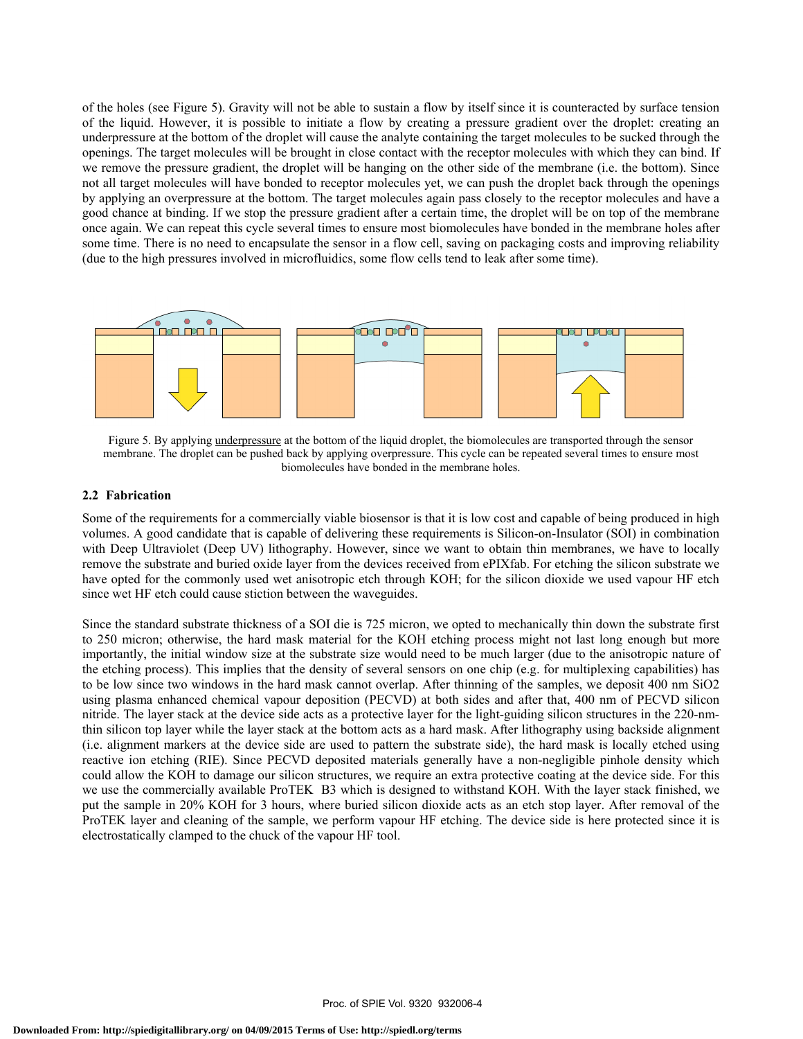of the holes (see Figure 5). Gravity will not be able to sustain a flow by itself since it is counteracted by surface tension of the liquid. However, it is possible to initiate a flow by creating a pressure gradient over the droplet: creating an underpressure at the bottom of the droplet will cause the analyte containing the target molecules to be sucked through the openings. The target molecules will be brought in close contact with the receptor molecules with which they can bind. If we remove the pressure gradient, the droplet will be hanging on the other side of the membrane (i.e. the bottom). Since not all target molecules will have bonded to receptor molecules yet, we can push the droplet back through the openings by applying an overpressure at the bottom. The target molecules again pass closely to the receptor molecules and have a good chance at binding. If we stop the pressure gradient after a certain time, the droplet will be on top of the membrane once again. We can repeat this cycle several times to ensure most biomolecules have bonded in the membrane holes after some time. There is no need to encapsulate the sensor in a flow cell, saving on packaging costs and improving reliability (due to the high pressures involved in microfluidics, some flow cells tend to leak after some time).

Figure 5. By applying underpressure at the bottom of the liquid droplet, the biomolecules are transported through the sensor membrane. The droplet can be pushed back by applying overpressure. This cycle can be repeated several times to ensure most biomolecules have bonded in the membrane holes.

### 2.2 Fabrication

Some of the requirements for a commercially viable biosensor is that it is low cost and capable of being produced in high volumes. A good candidate that is capable of delivering these requirements is Silicon-on-Insulator (SOI) in combination with Deep Ultraviolet (Deep UV) lithography. However, since we want to obtain thin membranes, we have to locally remove the substrate and buried oxide layer from the devices received from ePIXfab. For etching the silicon substrate we have opted for the commonly used wet anisotropic etch through KOH; for the silicon dioxide we used vapour HF etch since wet HF etch could cause stiction between the waveguides.

Since the standard substrate thickness of a SOI die is 725 micron, we opted to mechanically thin down the substrate first to 250 micron; otherwise, the hard mask material for the KOH etching process might not last long enough but more importantly, the initial window size at the substrate size would need to be much larger (due to the anisotropic nature of the etching process). This implies that the density of several sensors on one chip (e.g. for multiplexing capabilities) has to be low since two windows in the hard mask cannot overlap. After thinning of the samples, we deposit 400 nm $SiO_2$ using plasma enhanced chemical vapour deposition (PECVD) at both sides and after that, 400 nm of PECVD silicon nitride. The layer stack at the device side acts as a protective layer for the light-guiding silicon structures in the 220-nm-thin silicon top layer while the layer stack at the bottom acts as a hard mask. After lithography using backside alignment (i.e. alignment markers at the device side are used to pattern the substrate side), the hard mask is locally etched using reactive ion etching (RIE). Since PECVD deposited materials generally have a non-negligible pinhole density which could allow the KOH to damage our silicon structures, we require an extra protective coating at the device side. For this we use the commercially available ProTEK B3 which is designed to withstand KOH. With the layer stack finished, we put the sample in 20% KOH for 3 hours, where buried silicon dioxide acts as an etch stop layer. After removal of the ProTEK layer and cleaning of the sample, we perform vapour HF etching. The device side is here protected since it is electrostatically clamped to the chuck of the vapour HF tool.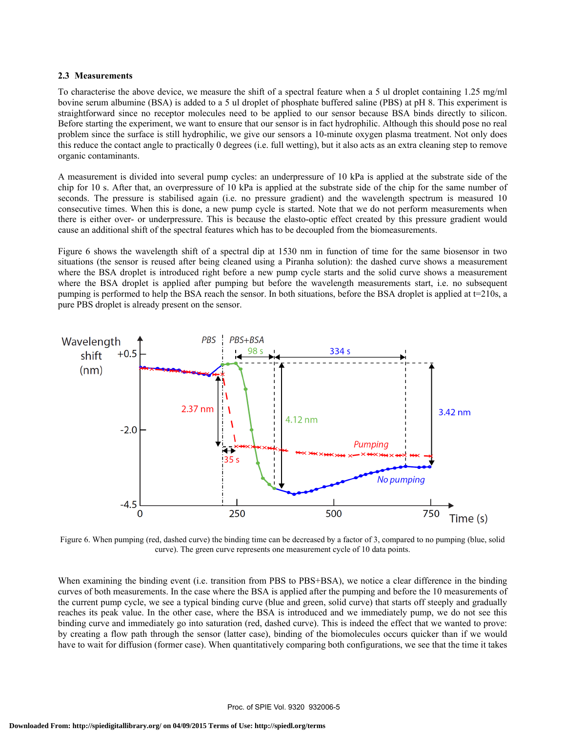### 2.3 Measurements

To characterise the above device, we measure the shift of a spectral feature when a 5 ul droplet containing 1.25 mg/ml bovine serum albumine (BSA) is added to a 5 ul droplet of phosphate buffered saline (PBS) at pH 8. This experiment is straightforward since no receptor molecules need to be applied to our sensor because BSA binds directly to silicon. Before starting the experiment, we want to ensure that our sensor is in fact hydrophilic. Although this should pose no real problem since the surface is still hydrophilic, we give our sensors a 10-minute oxygen plasma treatment. Not only does this reduce the contact angle to practically 0 degrees (i.e. full wetting), but it also acts as an extra cleaning step to remove organic contaminants.

A measurement is divided into several pump cycles: an underpressure of 10 kPa is applied at the substrate side of the chip for 10 s. After that, an overpressure of 10 kPa is applied at the substrate side of the chip for the same number of seconds. The pressure is stabilised again (i.e. no pressure gradient) and the wavelength spectrum is measured 10 consecutive times. When this is done, a new pump cycle is started. Note that we do not perform measurements when there is either over- or underpressure. This is because the elasto-optic effect created by this pressure gradient would cause an additional shift of the spectral features which has to be decoupled from the biomeasurements.

Figure 6 shows the wavelength shift of a spectral dip at 1530 nm in function of time for the same biosensor in two situations (the sensor is reused after being cleaned using a Piranha solution): the dashed curve shows a measurement where the BSA droplet is introduced right before a new pump cycle starts and the solid curve shows a measurement where the BSA droplet is applied after pumping but before the wavelength measurements start, i.e. no subsequent pumping is performed to help the BSA reach the sensor. In both situations, before the BSA droplet is applied at t=210s, a pure PBS droplet is already present on the sensor.

Figure 6. When pumping (red, dashed curve) the binding time can be decreased by a factor of 3, compared to no pumping (blue, solid curve). The green curve represents one measurement cycle of 10 data points.

When examining the binding event (i.e. transition from PBS to PBS+BSA), we notice a clear difference in the binding curves of both measurements. In the case where the BSA is applied after the pumping and before the 10 measurements of the current pump cycle, we see a typical binding curve (blue and green, solid curve) that starts off steeply and gradually reaches its peak value. In the other case, where the BSA is introduced and we immediately pump, we do not see this binding curve and immediately go into saturation (red, dashed curve). This is indeed the effect that we wanted to prove: by creating a flow path through the sensor (latter case), binding of the biomolecules occurs quicker than if we would have to wait for diffusion (former case). When quantitatively comparing both configurations, we see that the time it takes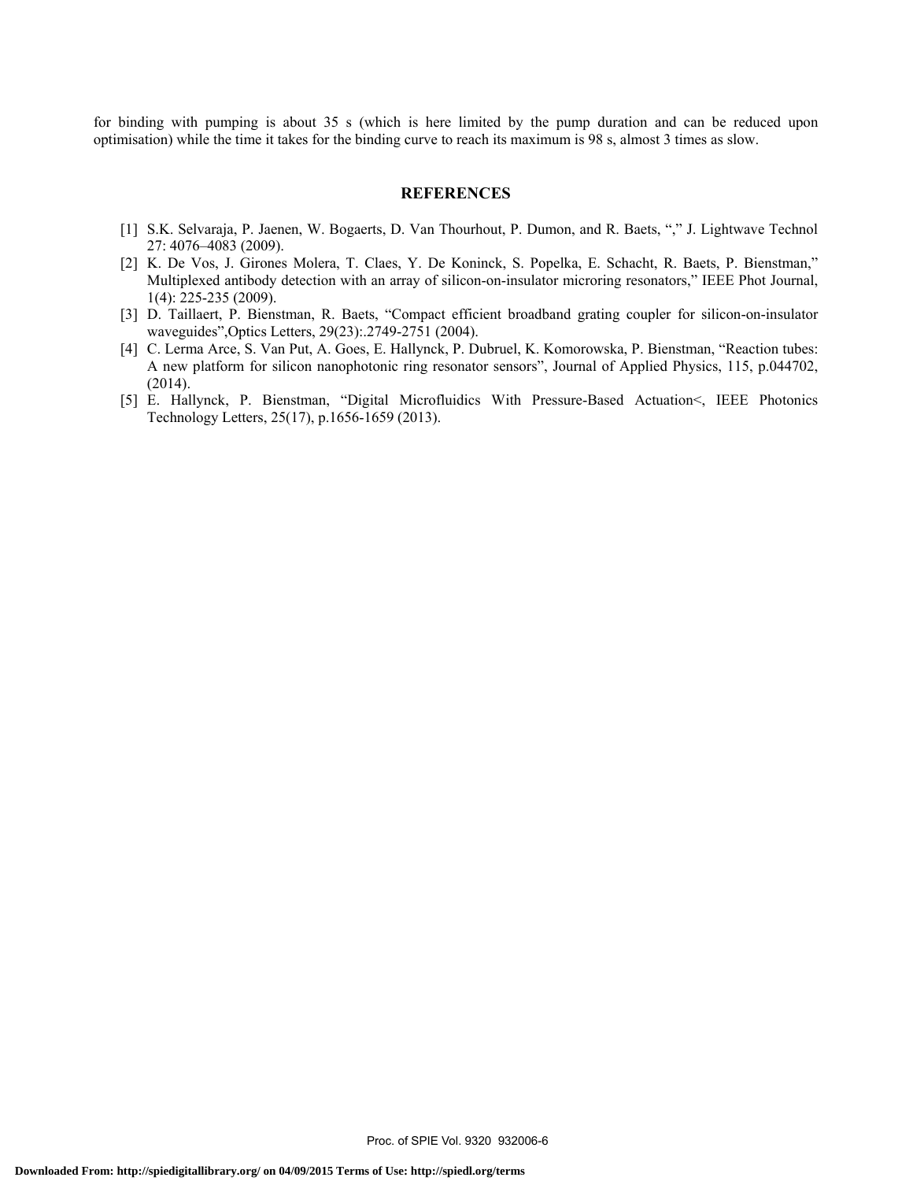for binding with pumping is about 35 s (which is here limited by the pump duration and can be reduced upon optimisation) while the time it takes for the binding curve to reach its maximum is 98 s, almost 3 times as slow.

## REFERENCES

[1] S.K. Selvaraja, P. Jaenen, W. Bogaerts, D. Van Thourhout, P. Dumon, and R. Baets, "," J. Lightwave Technol 27: 4076–4083 (2009).

[2] K. De Vos, J. Girones Molera, T. Claes, Y. De Koninck, S. Popelka, E. Schacht, R. Baets, P. Bienstman," Multiplexed antibody detection with an array of silicon-on-insulator microring resonators," IEEE Phot Journal, 1(4): 225-235 (2009).

[3] D. Taillaert, P. Bienstman, R. Baets, "Compact efficient broadband grating coupler for silicon-on-insulator waveguides",Optics Letters, 29(23):.2749-2751 (2004).

[4] C. Lerma Arce, S. Van Put, A. Goes, E. Hallynck, P. Dubruel, K. Komorowska, P. Bienstman, "Reaction tubes: A new platform for silicon nanophotonic ring resonator sensors", Journal of Applied Physics, 115, p.044702, (2014).

[5] E. Hallynck, P. Bienstman, "Digital Microfluidics With Pressure-Based Actuation<, IEEE Photonics Technology Letters, 25(17), p.1656-1659 (2013).